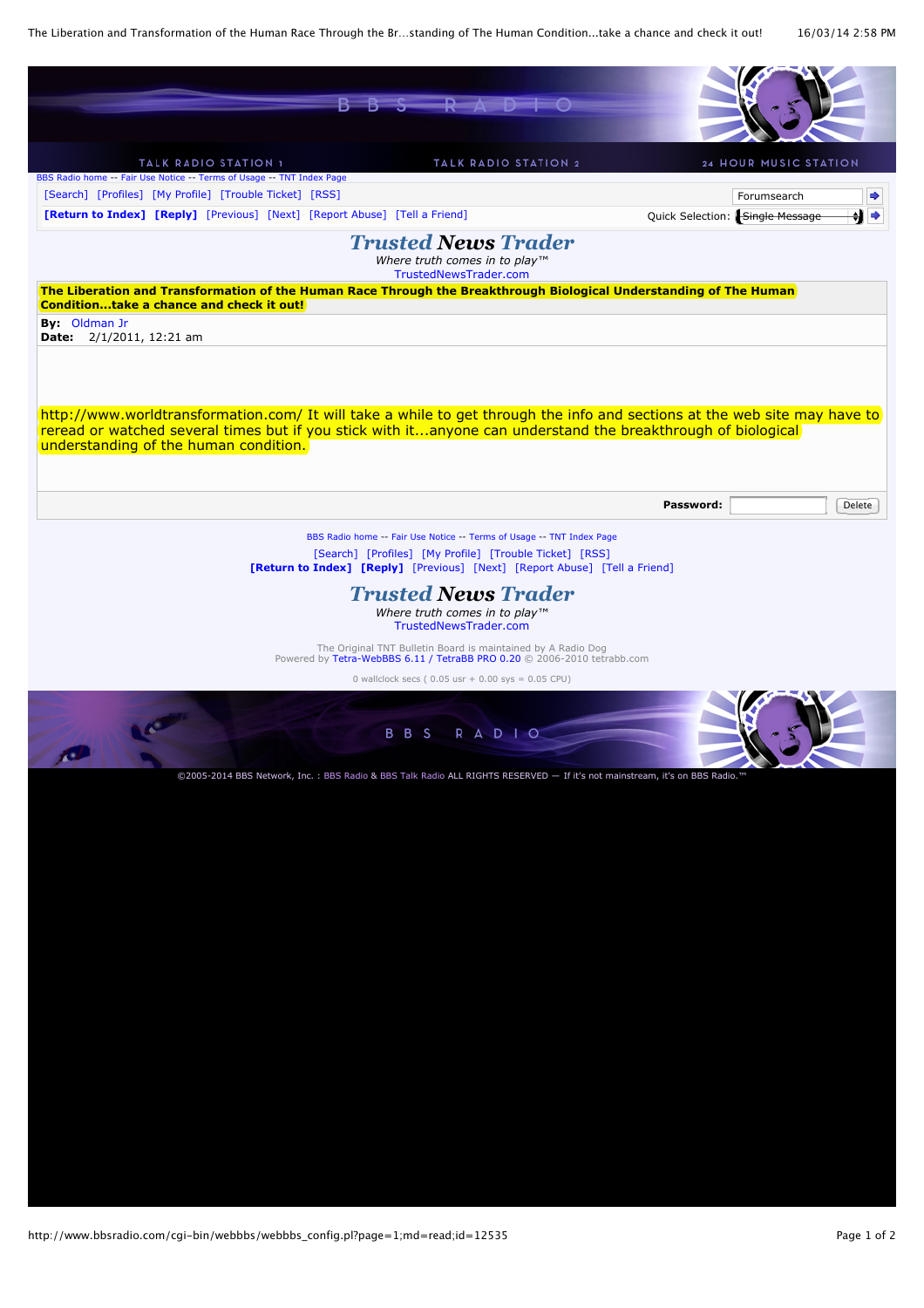TALK RADIO STATION 1 TALK RADIO STATION 2 24 HOUR MUSIC STATION

BBS Radio home -- Fair Use Notice -- Terms of Usage -- TNT Index Page

[Search] [Profiles] [My Profile] [Trouble Ticket] [RSS]

Forumsearch

[Return to Index] [Reply] [Previous] [Next] [Report Abuse] [Tell a Friend]

Quick Selection: Single Message

# *Trusted News Trader*

*Where truth comes in to play™*

TrustedNewsTrader.com

**The Liberation and Transformation of the Human Race Through the Breakthrough Biological Understanding of The Human Condition...take a chance and check it out!**

**By:** Oldman Jr
**Date:** 2/1/2011, 12:21 am

http://www.worldtransformation.com/ It will take a while to get through the info and sections at the web site may have to reread or watched several times but if you stick with it...anyone can understand the breakthrough of biological understanding of the human condition.

**Password:** Delete

BBS Radio home -- Fair Use Notice -- Terms of Usage -- TNT Index Page

[Search] [Profiles] [My Profile] [Trouble Ticket] [RSS]

[Return to Index] [Reply] [Previous] [Next] [Report Abuse] [Tell a Friend]

# *Trusted News Trader*

*Where truth comes in to play™*

TrustedNewsTrader.com

The Original TNT Bulletin Board is maintained by A Radio Dog
Powered by Tetra-WebBBS 6.11 / TetraBB PRO 0.20 © 2006-2010 tetrabb.com

0 wallclock secs ( 0.05 usr + 0.00 sys = 0.05 CPU)

©2005-2014 BBS Network, Inc. : BBS Radio & BBS Talk Radio ALL RIGHTS RESERVED — If it's not mainstream, it's on BBS Radio.™